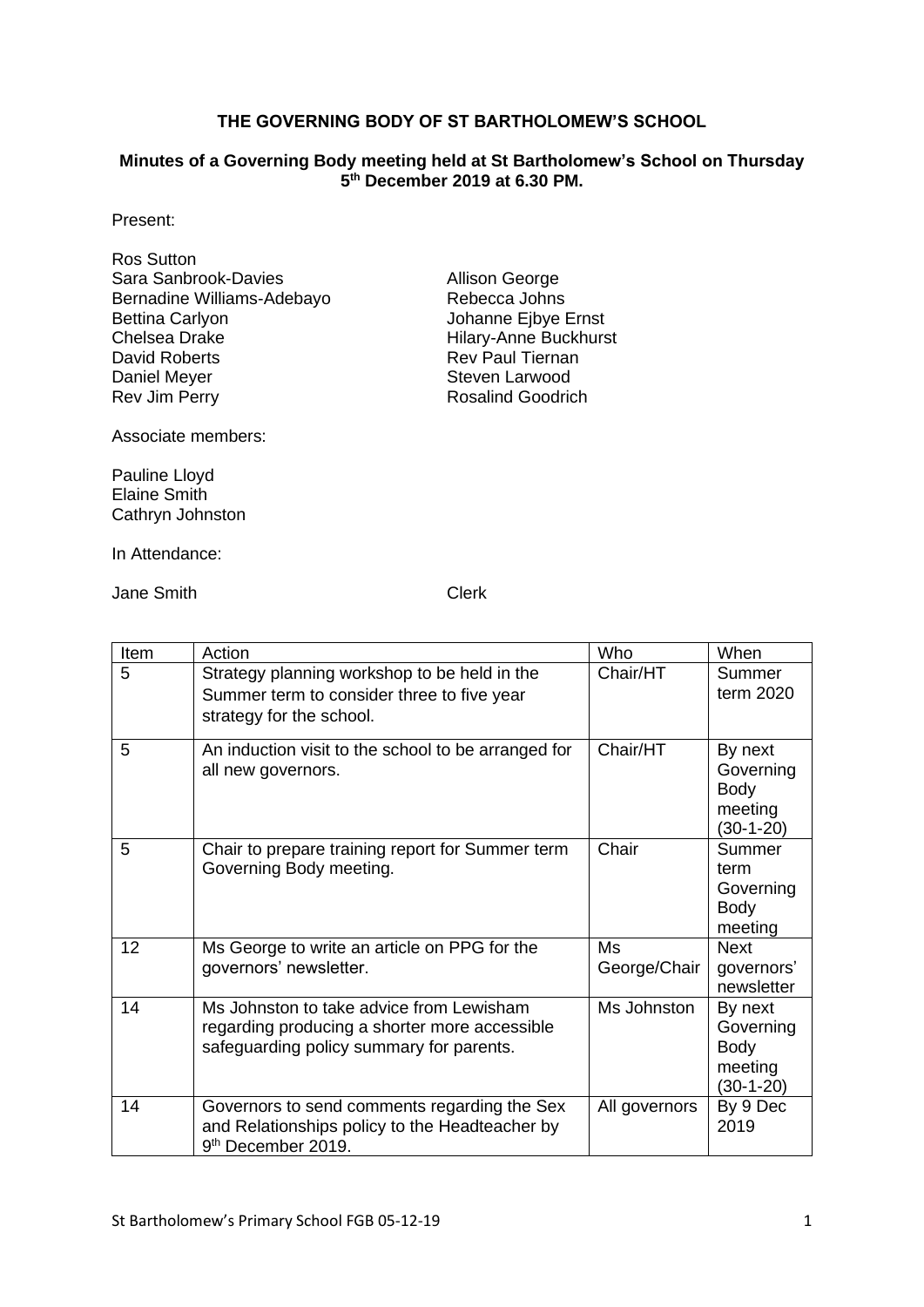**THE GOVERNING BODY OF ST BARTHOLOMEW'S SCHOOL**

**Minutes of a Governing Body meeting held at St Bartholomew's School on Thursday 5th December 2019 at 6.30 PM.**

Present:

Ros Sutton
Sara Sanbrook-Davies
Bernadine Williams-Adebayo
Bettina Carlyon
Chelsea Drake
David Roberts
Daniel Meyer
Rev Jim Perry
Allison George
Rebecca Johns
Johanne Ejbye Ernst
Hilary-Anne Buckhurst
Rev Paul Tiernan
Steven Larwood
Rosalind Goodrich

Associate members:

Pauline Lloyd
Elaine Smith
Cathryn Johnston

In Attendance:

Jane Smith Clerk

| Item | Action | Who | When |
|---|---|---|---|
| 5 | Strategy planning workshop to be held in the Summer term to consider three to five year strategy for the school. | Chair/HT | Summer term 2020 |
| 5 | An induction visit to the school to be arranged for all new governors. | Chair/HT | By next Governing Body meeting (30-1-20) |
| 5 | Chair to prepare training report for Summer term Governing Body meeting. | Chair | Summer term Governing Body meeting |
| 12 | Ms George to write an article on PPG for the governors' newsletter. | Ms George/Chair | Next governors' newsletter |
| 14 | Ms Johnston to take advice from Lewisham regarding producing a shorter more accessible safeguarding policy summary for parents. | Ms Johnston | By next Governing Body meeting (30-1-20) |
| 14 | Governors to send comments regarding the Sex and Relationships policy to the Headteacher by 9th December 2019. | All governors | By 9 Dec 2019 |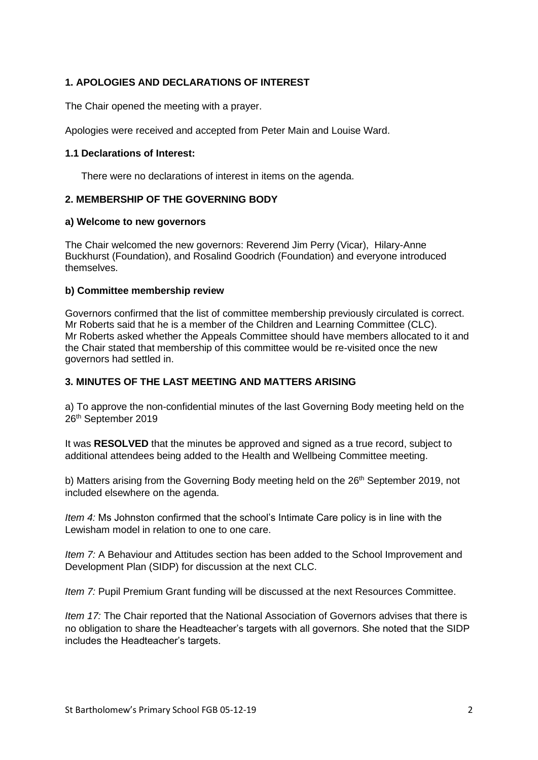### 1. APOLOGIES AND DECLARATIONS OF INTEREST

The Chair opened the meeting with a prayer.

Apologies were received and accepted from Peter Main and Louise Ward.

#### 1.1 Declarations of Interest:

There were no declarations of interest in items on the agenda.

### 2. MEMBERSHIP OF THE GOVERNING BODY

#### a) Welcome to new governors

The Chair welcomed the new governors: Reverend Jim Perry (Vicar), Hilary-Anne Buckhurst (Foundation), and Rosalind Goodrich (Foundation) and everyone introduced themselves.

#### b) Committee membership review

Governors confirmed that the list of committee membership previously circulated is correct. Mr Roberts said that he is a member of the Children and Learning Committee (CLC). Mr Roberts asked whether the Appeals Committee should have members allocated to it and the Chair stated that membership of this committee would be re-visited once the new governors had settled in.

### 3. MINUTES OF THE LAST MEETING AND MATTERS ARISING

a) To approve the non-confidential minutes of the last Governing Body meeting held on the 26th September 2019

It was **RESOLVED** that the minutes be approved and signed as a true record, subject to additional attendees being added to the Health and Wellbeing Committee meeting.

b) Matters arising from the Governing Body meeting held on the 26th September 2019, not included elsewhere on the agenda.

*Item 4:* Ms Johnston confirmed that the school's Intimate Care policy is in line with the Lewisham model in relation to one to one care.

*Item 7:* A Behaviour and Attitudes section has been added to the School Improvement and Development Plan (SIDP) for discussion at the next CLC.

*Item 7:* Pupil Premium Grant funding will be discussed at the next Resources Committee.

*Item 17:* The Chair reported that the National Association of Governors advises that there is no obligation to share the Headteacher's targets with all governors. She noted that the SIDP includes the Headteacher's targets.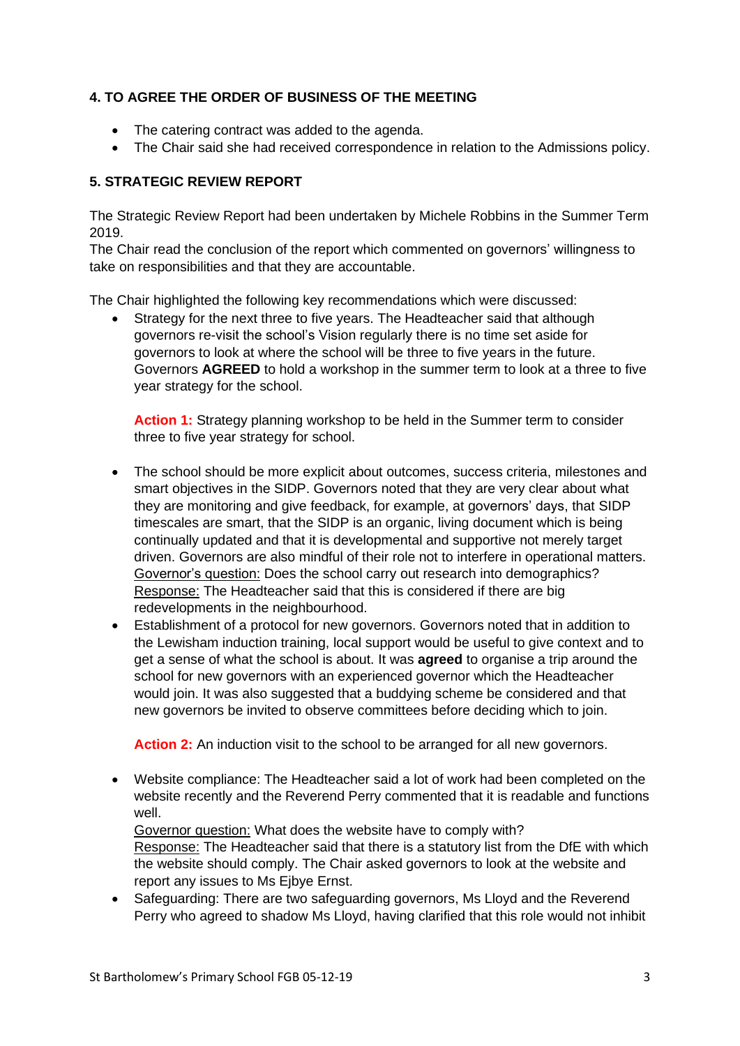## 4. TO AGREE THE ORDER OF BUSINESS OF THE MEETING

- The catering contract was added to the agenda.
- The Chair said she had received correspondence in relation to the Admissions policy.

## 5. STRATEGIC REVIEW REPORT

The Strategic Review Report had been undertaken by Michele Robbins in the Summer Term 2019.
The Chair read the conclusion of the report which commented on governors' willingness to take on responsibilities and that they are accountable.

The Chair highlighted the following key recommendations which were discussed:

- Strategy for the next three to five years. The Headteacher said that although governors re-visit the school's Vision regularly there is no time set aside for governors to look at where the school will be three to five years in the future. Governors **AGREED** to hold a workshop in the summer term to look at a three to five year strategy for the school.

  **Action 1:** Strategy planning workshop to be held in the Summer term to consider three to five year strategy for school.

- The school should be more explicit about outcomes, success criteria, milestones and smart objectives in the SIDP. Governors noted that they are very clear about what they are monitoring and give feedback, for example, at governors' days, that SIDP timescales are smart, that the SIDP is an organic, living document which is being continually updated and that it is developmental and supportive not merely target driven. Governors are also mindful of their role not to interfere in operational matters.
  Governor's question: Does the school carry out research into demographics?
  Response: The Headteacher said that this is considered if there are big redevelopments in the neighbourhood.
- Establishment of a protocol for new governors. Governors noted that in addition to the Lewisham induction training, local support would be useful to give context and to get a sense of what the school is about. It was **agreed** to organise a trip around the school for new governors with an experienced governor which the Headteacher would join. It was also suggested that a buddying scheme be considered and that new governors be invited to observe committees before deciding which to join.

  **Action 2:** An induction visit to the school to be arranged for all new governors.

- Website compliance: The Headteacher said a lot of work had been completed on the website recently and the Reverend Perry commented that it is readable and functions well.
  Governor question: What does the website have to comply with?
  Response: The Headteacher said that there is a statutory list from the DfE with which the website should comply. The Chair asked governors to look at the website and report any issues to Ms Ejbye Ernst.
- Safeguarding: There are two safeguarding governors, Ms Lloyd and the Reverend Perry who agreed to shadow Ms Lloyd, having clarified that this role would not inhibit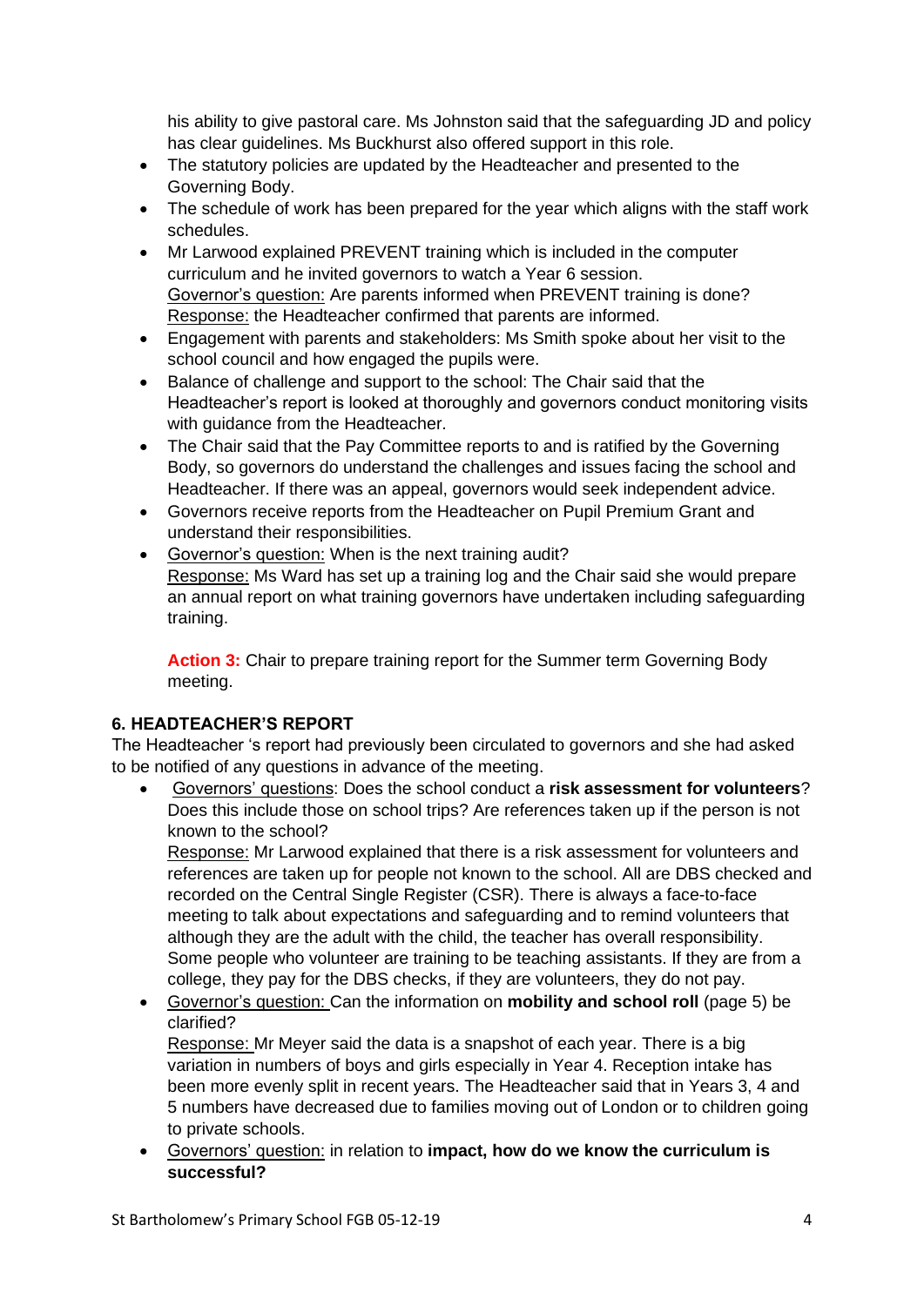his ability to give pastoral care. Ms Johnston said that the safeguarding JD and policy has clear guidelines. Ms Buckhurst also offered support in this role.

- The statutory policies are updated by the Headteacher and presented to the Governing Body.
- The schedule of work has been prepared for the year which aligns with the staff work schedules.
- Mr Larwood explained PREVENT training which is included in the computer curriculum and he invited governors to watch a Year 6 session.
  Governor's question: Are parents informed when PREVENT training is done?
  Response: the Headteacher confirmed that parents are informed.
- Engagement with parents and stakeholders: Ms Smith spoke about her visit to the school council and how engaged the pupils were.
- Balance of challenge and support to the school: The Chair said that the Headteacher's report is looked at thoroughly and governors conduct monitoring visits with guidance from the Headteacher.
- The Chair said that the Pay Committee reports to and is ratified by the Governing Body, so governors do understand the challenges and issues facing the school and Headteacher. If there was an appeal, governors would seek independent advice.
- Governors receive reports from the Headteacher on Pupil Premium Grant and understand their responsibilities.
- Governor's question: When is the next training audit?
  Response: Ms Ward has set up a training log and the Chair said she would prepare an annual report on what training governors have undertaken including safeguarding training.

  **Action 3:** Chair to prepare training report for the Summer term Governing Body meeting.

## 6. HEADTEACHER'S REPORT

The Headteacher 's report had previously been circulated to governors and she had asked to be notified of any questions in advance of the meeting.

- Governors' questions: Does the school conduct a **risk assessment for volunteers**? Does this include those on school trips? Are references taken up if the person is not known to the school?
  Response: Mr Larwood explained that there is a risk assessment for volunteers and references are taken up for people not known to the school. All are DBS checked and recorded on the Central Single Register (CSR). There is always a face-to-face meeting to talk about expectations and safeguarding and to remind volunteers that although they are the adult with the child, the teacher has overall responsibility. Some people who volunteer are training to be teaching assistants. If they are from a college, they pay for the DBS checks, if they are volunteers, they do not pay.
- Governor's question: Can the information on **mobility and school roll** (page 5) be clarified?
  Response: Mr Meyer said the data is a snapshot of each year. There is a big variation in numbers of boys and girls especially in Year 4. Reception intake has been more evenly split in recent years. The Headteacher said that in Years 3, 4 and 5 numbers have decreased due to families moving out of London or to children going to private schools.
- Governors' question: in relation to **impact, how do we know the curriculum is successful?**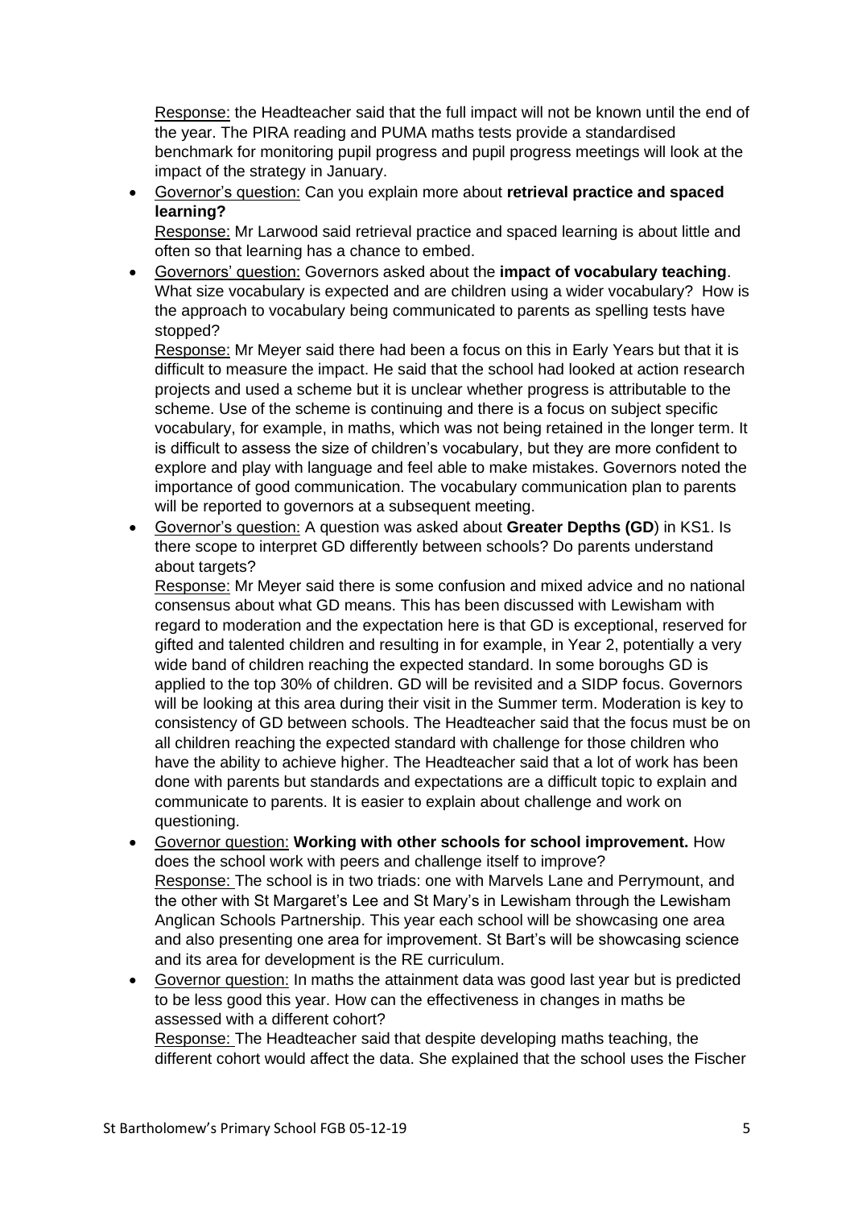Response: the Headteacher said that the full impact will not be known until the end of the year. The PIRA reading and PUMA maths tests provide a standardised benchmark for monitoring pupil progress and pupil progress meetings will look at the impact of the strategy in January.

- Governor's question: Can you explain more about **retrieval practice and spaced learning?**
  Response: Mr Larwood said retrieval practice and spaced learning is about little and often so that learning has a chance to embed.
- Governors' question: Governors asked about the **impact of vocabulary teaching**. What size vocabulary is expected and are children using a wider vocabulary? How is the approach to vocabulary being communicated to parents as spelling tests have stopped?
  Response: Mr Meyer said there had been a focus on this in Early Years but that it is difficult to measure the impact. He said that the school had looked at action research projects and used a scheme but it is unclear whether progress is attributable to the scheme. Use of the scheme is continuing and there is a focus on subject specific vocabulary, for example, in maths, which was not being retained in the longer term. It is difficult to assess the size of children's vocabulary, but they are more confident to explore and play with language and feel able to make mistakes. Governors noted the importance of good communication. The vocabulary communication plan to parents will be reported to governors at a subsequent meeting.
- Governor's question: A question was asked about **Greater Depths (GD**) in KS1. Is there scope to interpret GD differently between schools? Do parents understand about targets?
  Response: Mr Meyer said there is some confusion and mixed advice and no national consensus about what GD means. This has been discussed with Lewisham with regard to moderation and the expectation here is that GD is exceptional, reserved for gifted and talented children and resulting in for example, in Year 2, potentially a very wide band of children reaching the expected standard. In some boroughs GD is applied to the top 30% of children. GD will be revisited and a SIDP focus. Governors will be looking at this area during their visit in the Summer term. Moderation is key to consistency of GD between schools. The Headteacher said that the focus must be on all children reaching the expected standard with challenge for those children who have the ability to achieve higher. The Headteacher said that a lot of work has been done with parents but standards and expectations are a difficult topic to explain and communicate to parents. It is easier to explain about challenge and work on questioning.
- Governor question: **Working with other schools for school improvement.** How does the school work with peers and challenge itself to improve?
  Response: The school is in two triads: one with Marvels Lane and Perrymount, and the other with St Margaret's Lee and St Mary's in Lewisham through the Lewisham Anglican Schools Partnership. This year each school will be showcasing one area and also presenting one area for improvement. St Bart's will be showcasing science and its area for development is the RE curriculum.
- Governor question: In maths the attainment data was good last year but is predicted to be less good this year. How can the effectiveness in changes in maths be assessed with a different cohort?
  Response: The Headteacher said that despite developing maths teaching, the different cohort would affect the data. She explained that the school uses the Fischer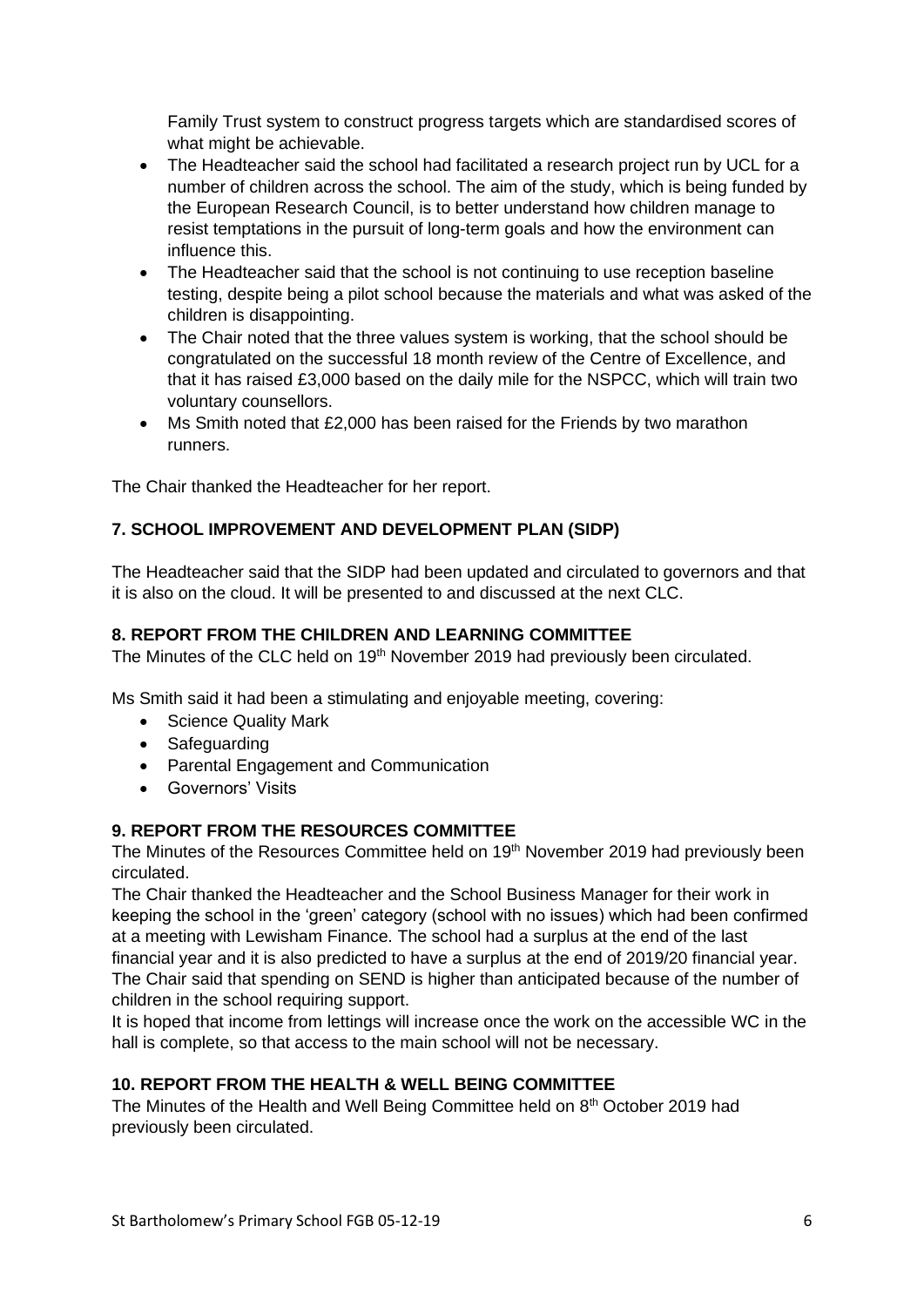Family Trust system to construct progress targets which are standardised scores of what might be achievable.

- The Headteacher said the school had facilitated a research project run by UCL for a number of children across the school. The aim of the study, which is being funded by the European Research Council, is to better understand how children manage to resist temptations in the pursuit of long-term goals and how the environment can influence this.
- The Headteacher said that the school is not continuing to use reception baseline testing, despite being a pilot school because the materials and what was asked of the children is disappointing.
- The Chair noted that the three values system is working, that the school should be congratulated on the successful 18 month review of the Centre of Excellence, and that it has raised £3,000 based on the daily mile for the NSPCC, which will train two voluntary counsellors.
- Ms Smith noted that £2,000 has been raised for the Friends by two marathon runners.

The Chair thanked the Headteacher for her report.

## 7. SCHOOL IMPROVEMENT AND DEVELOPMENT PLAN (SIDP)

The Headteacher said that the SIDP had been updated and circulated to governors and that it is also on the cloud. It will be presented to and discussed at the next CLC.

## 8. REPORT FROM THE CHILDREN AND LEARNING COMMITTEE

The Minutes of the CLC held on 19th November 2019 had previously been circulated.

Ms Smith said it had been a stimulating and enjoyable meeting, covering:

- Science Quality Mark
- Safeguarding
- Parental Engagement and Communication
- Governors' Visits

## 9. REPORT FROM THE RESOURCES COMMITTEE

The Minutes of the Resources Committee held on 19th November 2019 had previously been circulated.

The Chair thanked the Headteacher and the School Business Manager for their work in keeping the school in the 'green' category (school with no issues) which had been confirmed at a meeting with Lewisham Finance. The school had a surplus at the end of the last financial year and it is also predicted to have a surplus at the end of 2019/20 financial year. The Chair said that spending on SEND is higher than anticipated because of the number of children in the school requiring support.

It is hoped that income from lettings will increase once the work on the accessible WC in the hall is complete, so that access to the main school will not be necessary.

## 10. REPORT FROM THE HEALTH & WELL BEING COMMITTEE

The Minutes of the Health and Well Being Committee held on 8th October 2019 had previously been circulated.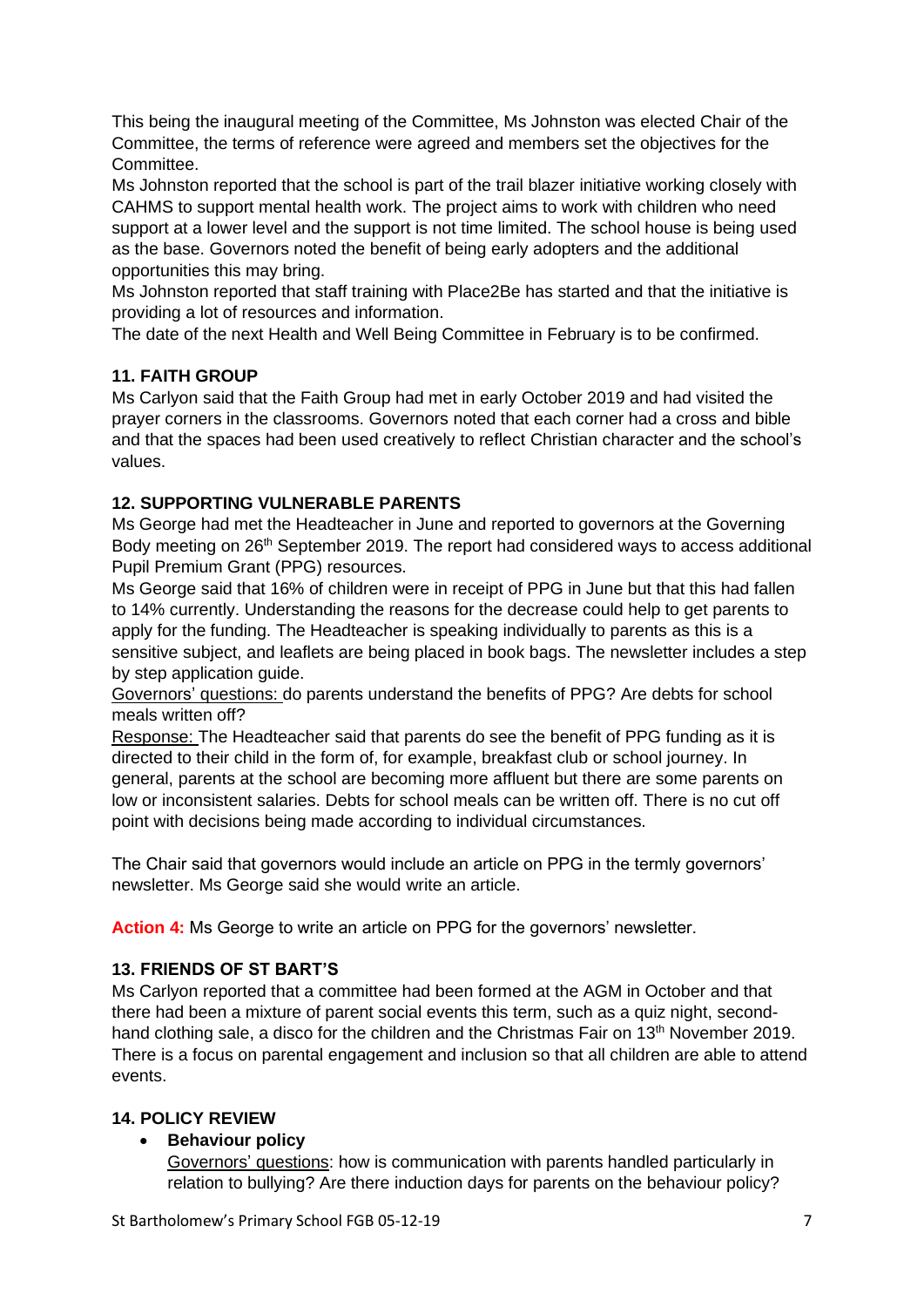This being the inaugural meeting of the Committee, Ms Johnston was elected Chair of the Committee, the terms of reference were agreed and members set the objectives for the Committee.

Ms Johnston reported that the school is part of the trail blazer initiative working closely with CAHMS to support mental health work. The project aims to work with children who need support at a lower level and the support is not time limited. The school house is being used as the base. Governors noted the benefit of being early adopters and the additional opportunities this may bring.

Ms Johnston reported that staff training with Place2Be has started and that the initiative is providing a lot of resources and information.

The date of the next Health and Well Being Committee in February is to be confirmed.

## 11. FAITH GROUP

Ms Carlyon said that the Faith Group had met in early October 2019 and had visited the prayer corners in the classrooms. Governors noted that each corner had a cross and bible and that the spaces had been used creatively to reflect Christian character and the school's values.

## 12. SUPPORTING VULNERABLE PARENTS

Ms George had met the Headteacher in June and reported to governors at the Governing Body meeting on 26th September 2019. The report had considered ways to access additional Pupil Premium Grant (PPG) resources.

Ms George said that 16% of children were in receipt of PPG in June but that this had fallen to 14% currently. Understanding the reasons for the decrease could help to get parents to apply for the funding. The Headteacher is speaking individually to parents as this is a sensitive subject, and leaflets are being placed in book bags. The newsletter includes a step by step application guide.

Governors' questions: do parents understand the benefits of PPG? Are debts for school meals written off?

Response: The Headteacher said that parents do see the benefit of PPG funding as it is directed to their child in the form of, for example, breakfast club or school journey. In general, parents at the school are becoming more affluent but there are some parents on low or inconsistent salaries. Debts for school meals can be written off. There is no cut off point with decisions being made according to individual circumstances.

The Chair said that governors would include an article on PPG in the termly governors' newsletter. Ms George said she would write an article.

**Action 4:** Ms George to write an article on PPG for the governors' newsletter.

## 13. FRIENDS OF ST BART'S

Ms Carlyon reported that a committee had been formed at the AGM in October and that there had been a mixture of parent social events this term, such as a quiz night, second-hand clothing sale, a disco for the children and the Christmas Fair on 13th November 2019. There is a focus on parental engagement and inclusion so that all children are able to attend events.

## 14. POLICY REVIEW

- **Behaviour policy**

  Governors' questions: how is communication with parents handled particularly in relation to bullying? Are there induction days for parents on the behaviour policy?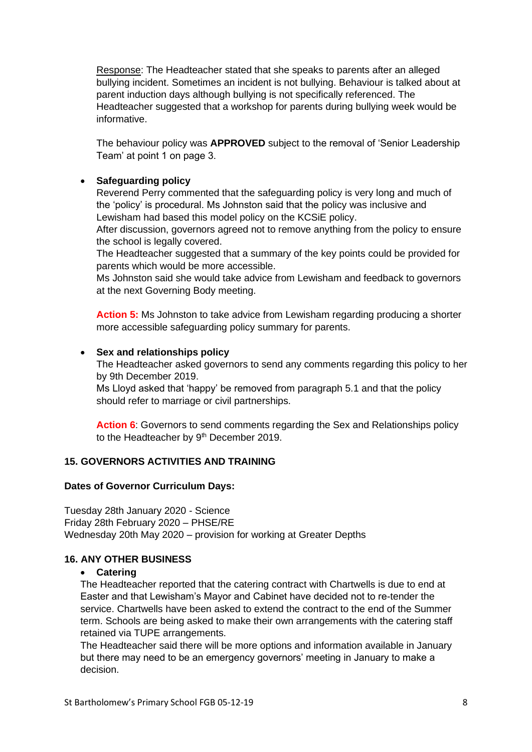Response: The Headteacher stated that she speaks to parents after an alleged bullying incident. Sometimes an incident is not bullying. Behaviour is talked about at parent induction days although bullying is not specifically referenced. The Headteacher suggested that a workshop for parents during bullying week would be informative.

The behaviour policy was **APPROVED** subject to the removal of 'Senior Leadership Team' at point 1 on page 3.

- **Safeguarding policy**

  Reverend Perry commented that the safeguarding policy is very long and much of the 'policy' is procedural. Ms Johnston said that the policy was inclusive and Lewisham had based this model policy on the KCSiE policy.
  After discussion, governors agreed not to remove anything from the policy to ensure the school is legally covered.
  The Headteacher suggested that a summary of the key points could be provided for parents which would be more accessible.
  Ms Johnston said she would take advice from Lewisham and feedback to governors at the next Governing Body meeting.

  **Action 5:** Ms Johnston to take advice from Lewisham regarding producing a shorter more accessible safeguarding policy summary for parents.

- **Sex and relationships policy**

  The Headteacher asked governors to send any comments regarding this policy to her by 9th December 2019.
  Ms Lloyd asked that 'happy' be removed from paragraph 5.1 and that the policy should refer to marriage or civil partnerships.

  **Action 6**: Governors to send comments regarding the Sex and Relationships policy to the Headteacher by 9th December 2019.

## 15. GOVERNORS ACTIVITIES AND TRAINING

**Dates of Governor Curriculum Days:**

Tuesday 28th January 2020 - Science
Friday 28th February 2020 – PHSE/RE
Wednesday 20th May 2020 – provision for working at Greater Depths

## 16. ANY OTHER BUSINESS

- **Catering**

The Headteacher reported that the catering contract with Chartwells is due to end at Easter and that Lewisham's Mayor and Cabinet have decided not to re-tender the service. Chartwells have been asked to extend the contract to the end of the Summer term. Schools are being asked to make their own arrangements with the catering staff retained via TUPE arrangements.
The Headteacher said there will be more options and information available in January but there may need to be an emergency governors' meeting in January to make a decision.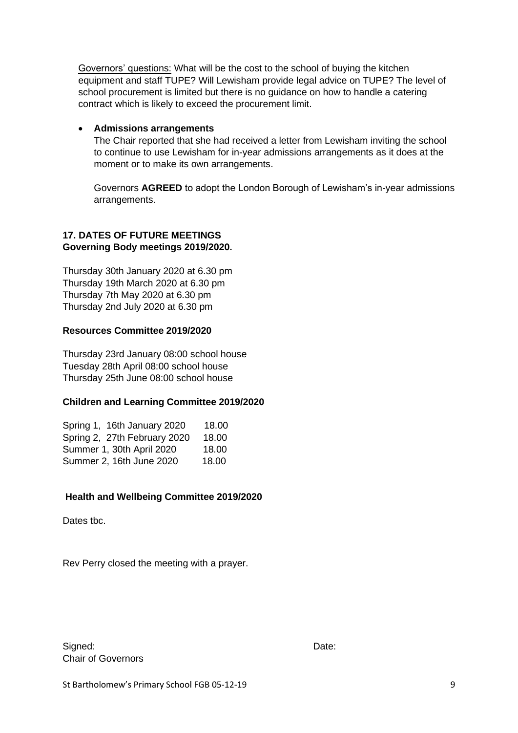Governors' questions: What will be the cost to the school of buying the kitchen equipment and staff TUPE? Will Lewisham provide legal advice on TUPE? The level of school procurement is limited but there is no guidance on how to handle a catering contract which is likely to exceed the procurement limit.

- **Admissions arrangements**

  The Chair reported that she had received a letter from Lewisham inviting the school to continue to use Lewisham for in-year admissions arrangements as it does at the moment or to make its own arrangements.

  Governors **AGREED** to adopt the London Borough of Lewisham's in-year admissions arrangements.

**17. DATES OF FUTURE MEETINGS**
**Governing Body meetings 2019/2020.**

Thursday 30th January 2020 at 6.30 pm
Thursday 19th March 2020 at 6.30 pm
Thursday 7th May 2020 at 6.30 pm
Thursday 2nd July 2020 at 6.30 pm

**Resources Committee 2019/2020**

Thursday 23rd January 08:00 school house
Tuesday 28th April 08:00 school house
Thursday 25th June 08:00 school house

**Children and Learning Committee 2019/2020**

| | |
|---|---|
| Spring 1, 16th January 2020 | 18.00 |
| Spring 2, 27th February 2020 | 18.00 |
| Summer 1, 30th April 2020 | 18.00 |
| Summer 2, 16th June 2020 | 18.00 |

**Health and Wellbeing Committee 2019/2020**

Dates tbc.

Rev Perry closed the meeting with a prayer.

Signed: Date:
Chair of Governors